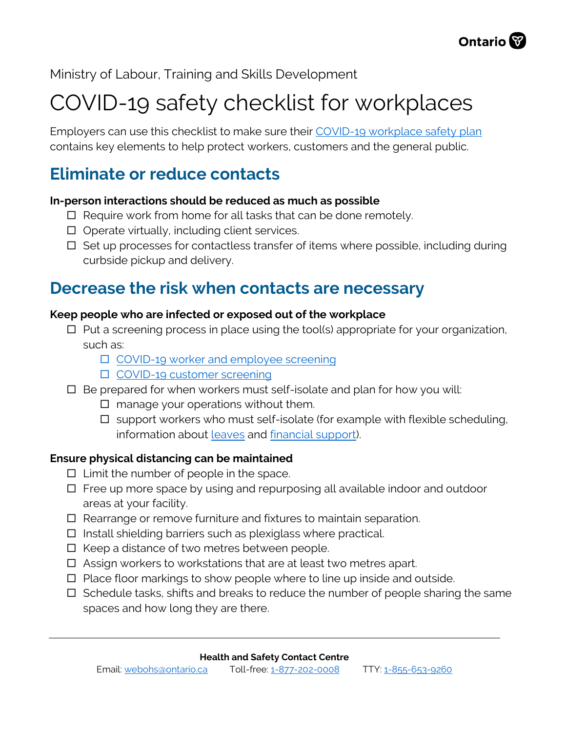Ministry of Labour, Training and Skills Development

# COVID-19 safety checklist for workplaces

Employers can use this checklist to make sure their COVID-19 workplace safety plan contains key elements to help protect workers, customers and the general public.

## Eliminate or reduce contacts

**In-person interactions should be reduced as much as possible**

- ☐ Require work from home for all tasks that can be done remotely.
- ☐ Operate virtually, including client services.
- ☐ Set up processes for contactless transfer of items where possible, including during curbside pickup and delivery.

## Decrease the risk when contacts are necessary

**Keep people who are infected or exposed out of the workplace**

- ☐ Put a screening process in place using the tool(s) appropriate for your organization, such as:
  - ☐ COVID-19 worker and employee screening
  - ☐ COVID-19 customer screening
- ☐ Be prepared for when workers must self-isolate and plan for how you will:
  - ☐ manage your operations without them.
  - ☐ support workers who must self-isolate (for example with flexible scheduling, information about leaves and financial support).

**Ensure physical distancing can be maintained**

- ☐ Limit the number of people in the space.
- ☐ Free up more space by using and repurposing all available indoor and outdoor areas at your facility.
- ☐ Rearrange or remove furniture and fixtures to maintain separation.
- ☐ Install shielding barriers such as plexiglass where practical.
- ☐ Keep a distance of two metres between people.
- ☐ Assign workers to workstations that are at least two metres apart.
- ☐ Place floor markings to show people where to line up inside and outside.
- ☐ Schedule tasks, shifts and breaks to reduce the number of people sharing the same spaces and how long they are there.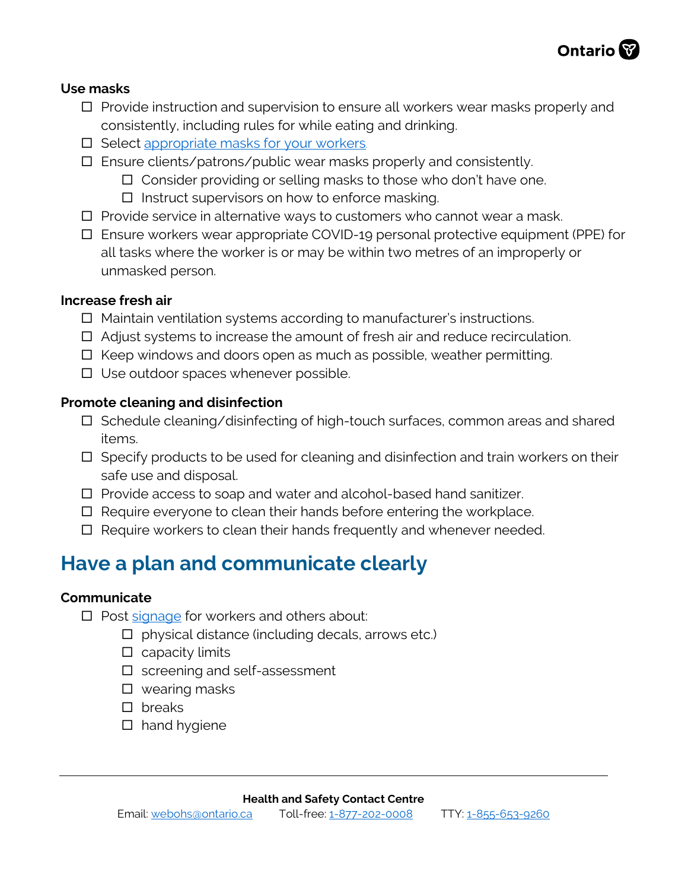**Use masks**

- [ ] Provide instruction and supervision to ensure all workers wear masks properly and consistently, including rules for while eating and drinking.
- [ ] Select [appropriate masks for your workers](#).
- [ ] Ensure clients/patrons/public wear masks properly and consistently.
  - [ ] Consider providing or selling masks to those who don't have one.
  - [ ] Instruct supervisors on how to enforce masking.
- [ ] Provide service in alternative ways to customers who cannot wear a mask.
- [ ] Ensure workers wear appropriate COVID-19 personal protective equipment (PPE) for all tasks where the worker is or may be within two metres of an improperly or unmasked person.

**Increase fresh air**

- [ ] Maintain ventilation systems according to manufacturer's instructions.
- [ ] Adjust systems to increase the amount of fresh air and reduce recirculation.
- [ ] Keep windows and doors open as much as possible, weather permitting.
- [ ] Use outdoor spaces whenever possible.

**Promote cleaning and disinfection**

- [ ] Schedule cleaning/disinfecting of high-touch surfaces, common areas and shared items.
- [ ] Specify products to be used for cleaning and disinfection and train workers on their safe use and disposal.
- [ ] Provide access to soap and water and alcohol-based hand sanitizer.
- [ ] Require everyone to clean their hands before entering the workplace.
- [ ] Require workers to clean their hands frequently and whenever needed.

## Have a plan and communicate clearly

**Communicate**

- [ ] Post [signage](#) for workers and others about:
  - [ ] physical distance (including decals, arrows etc.)
  - [ ] capacity limits
  - [ ] screening and self-assessment
  - [ ] wearing masks
  - [ ] breaks
  - [ ] hand hygiene

**Health and Safety Contact Centre**

Email: webohs@ontario.ca Toll-free: 1-877-202-0008 TTY: 1-855-653-9260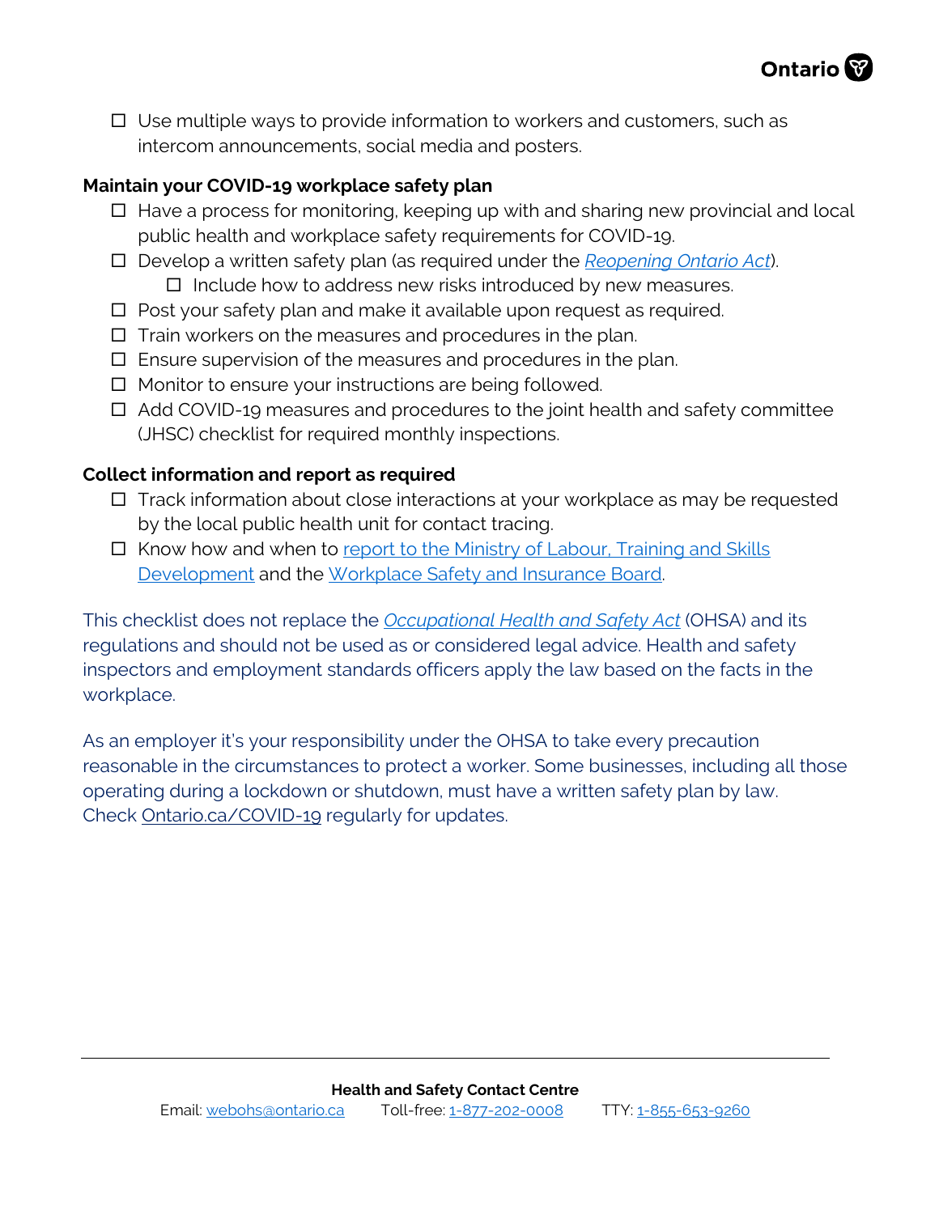- ☐ Use multiple ways to provide information to workers and customers, such as intercom announcements, social media and posters.

**Maintain your COVID-19 workplace safety plan**

- ☐ Have a process for monitoring, keeping up with and sharing new provincial and local public health and workplace safety requirements for COVID-19.
- ☐ Develop a written safety plan (as required under the *Reopening Ontario Act*).
  - ☐ Include how to address new risks introduced by new measures.
- ☐ Post your safety plan and make it available upon request as required.
- ☐ Train workers on the measures and procedures in the plan.
- ☐ Ensure supervision of the measures and procedures in the plan.
- ☐ Monitor to ensure your instructions are being followed.
- ☐ Add COVID-19 measures and procedures to the joint health and safety committee (JHSC) checklist for required monthly inspections.

**Collect information and report as required**

- ☐ Track information about close interactions at your workplace as may be requested by the local public health unit for contact tracing.
- ☐ Know how and when to report to the Ministry of Labour, Training and Skills Development and the Workplace Safety and Insurance Board.

This checklist does not replace the *Occupational Health and Safety Act* (OHSA) and its regulations and should not be used as or considered legal advice. Health and safety inspectors and employment standards officers apply the law based on the facts in the workplace.

As an employer it's your responsibility under the OHSA to take every precaution reasonable in the circumstances to protect a worker. Some businesses, including all those operating during a lockdown or shutdown, must have a written safety plan by law. Check Ontario.ca/COVID-19 regularly for updates.

**Health and Safety Contact Centre**

Email: webohs@ontario.ca Toll-free: 1-877-202-0008 TTY: 1-855-653-9260